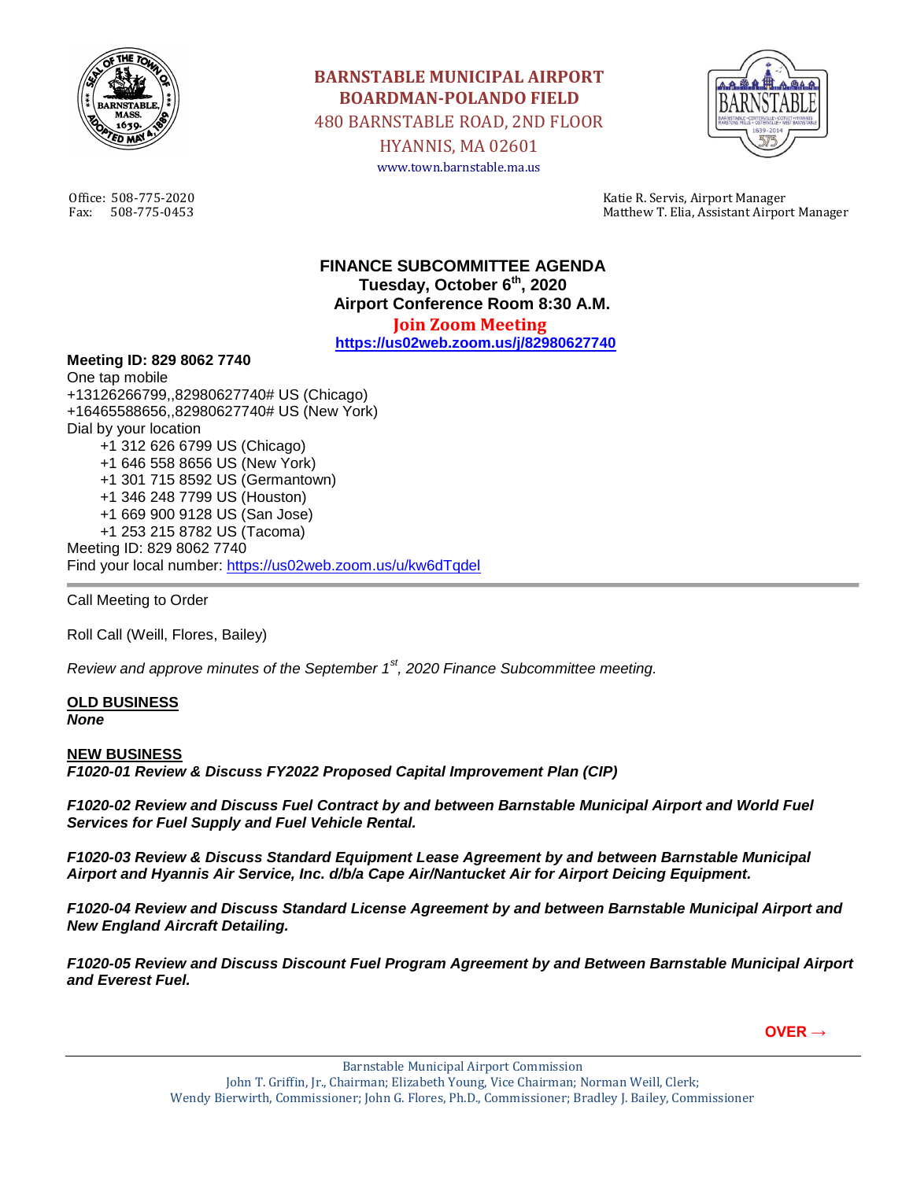# BARNSTABLE MUNICIPAL AIRPORT
## BOARDMAN-POLANDO FIELD

480 BARNSTABLE ROAD, 2ND FLOOR

HYANNIS, MA 02601

www.town.barnstable.ma.us

Office: 508-775-2020
Fax: 508-775-0453

Katie R. Servis, Airport Manager
Matthew T. Elia, Assistant Airport Manager

## FINANCE SUBCOMMITTEE AGENDA

**Tuesday, October 6th, 2020**

**Airport Conference Room 8:30 A.M.**

**Join Zoom Meeting**

**https://us02web.zoom.us/j/82980627740**

**Meeting ID: 829 8062 7740**

One tap mobile
+13126266799,,82980627740# US (Chicago)
+16465588656,,82980627740# US (New York)
Dial by your location
+1 312 626 6799 US (Chicago)
+1 646 558 8656 US (New York)
+1 301 715 8592 US (Germantown)
+1 346 248 7799 US (Houston)
+1 669 900 9128 US (San Jose)
+1 253 215 8782 US (Tacoma)
Meeting ID: 829 8062 7740
Find your local number: https://us02web.zoom.us/u/kw6dTqdel

---

Call Meeting to Order

Roll Call (Weill, Flores, Bailey)

*Review and approve minutes of the September 1st, 2020 Finance Subcommittee meeting.*

**OLD BUSINESS**

***None***

**NEW BUSINESS**

***F1020-01 Review & Discuss FY2022 Proposed Capital Improvement Plan (CIP)***

***F1020-02 Review and Discuss Fuel Contract by and between Barnstable Municipal Airport and World Fuel Services for Fuel Supply and Fuel Vehicle Rental.***

***F1020-03 Review & Discuss Standard Equipment Lease Agreement by and between Barnstable Municipal Airport and Hyannis Air Service, Inc. d/b/a Cape Air/Nantucket Air for Airport Deicing Equipment.***

***F1020-04 Review and Discuss Standard License Agreement by and between Barnstable Municipal Airport and New England Aircraft Detailing.***

***F1020-05 Review and Discuss Discount Fuel Program Agreement by and Between Barnstable Municipal Airport and Everest Fuel.***

**OVER →**

Barnstable Municipal Airport Commission
John T. Griffin, Jr., Chairman; Elizabeth Young, Vice Chairman; Norman Weill, Clerk;
Wendy Bierwirth, Commissioner; John G. Flores, Ph.D., Commissioner; Bradley J. Bailey, Commissioner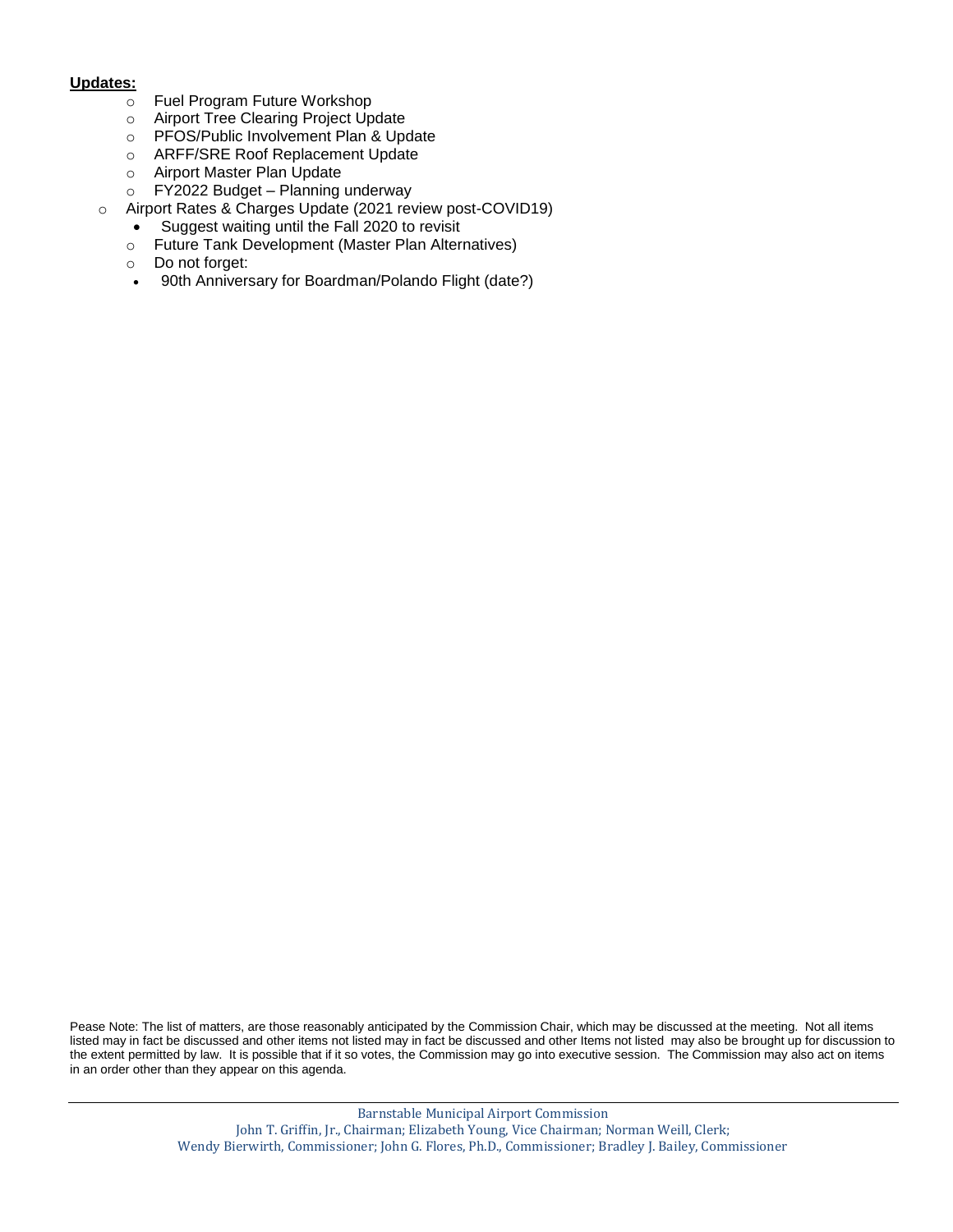**Updates:**

- Fuel Program Future Workshop
- Airport Tree Clearing Project Update
- PFOS/Public Involvement Plan & Update
- ARFF/SRE Roof Replacement Update
- Airport Master Plan Update
- FY2022 Budget – Planning underway
- Airport Rates & Charges Update (2021 review post-COVID19)
  - Suggest waiting until the Fall 2020 to revisit
- Future Tank Development (Master Plan Alternatives)
- Do not forget:
  - 90th Anniversary for Boardman/Polando Flight (date?)

Pease Note: The list of matters, are those reasonably anticipated by the Commission Chair, which may be discussed at the meeting. Not all items listed may in fact be discussed and other items not listed may in fact be discussed and other Items not listed may also be brought up for discussion to the extent permitted by law. It is possible that if it so votes, the Commission may go into executive session. The Commission may also act on items in an order other than they appear on this agenda.

Barnstable Municipal Airport Commission
John T. Griffin, Jr., Chairman; Elizabeth Young, Vice Chairman; Norman Weill, Clerk;
Wendy Bierwirth, Commissioner; John G. Flores, Ph.D., Commissioner; Bradley J. Bailey, Commissioner